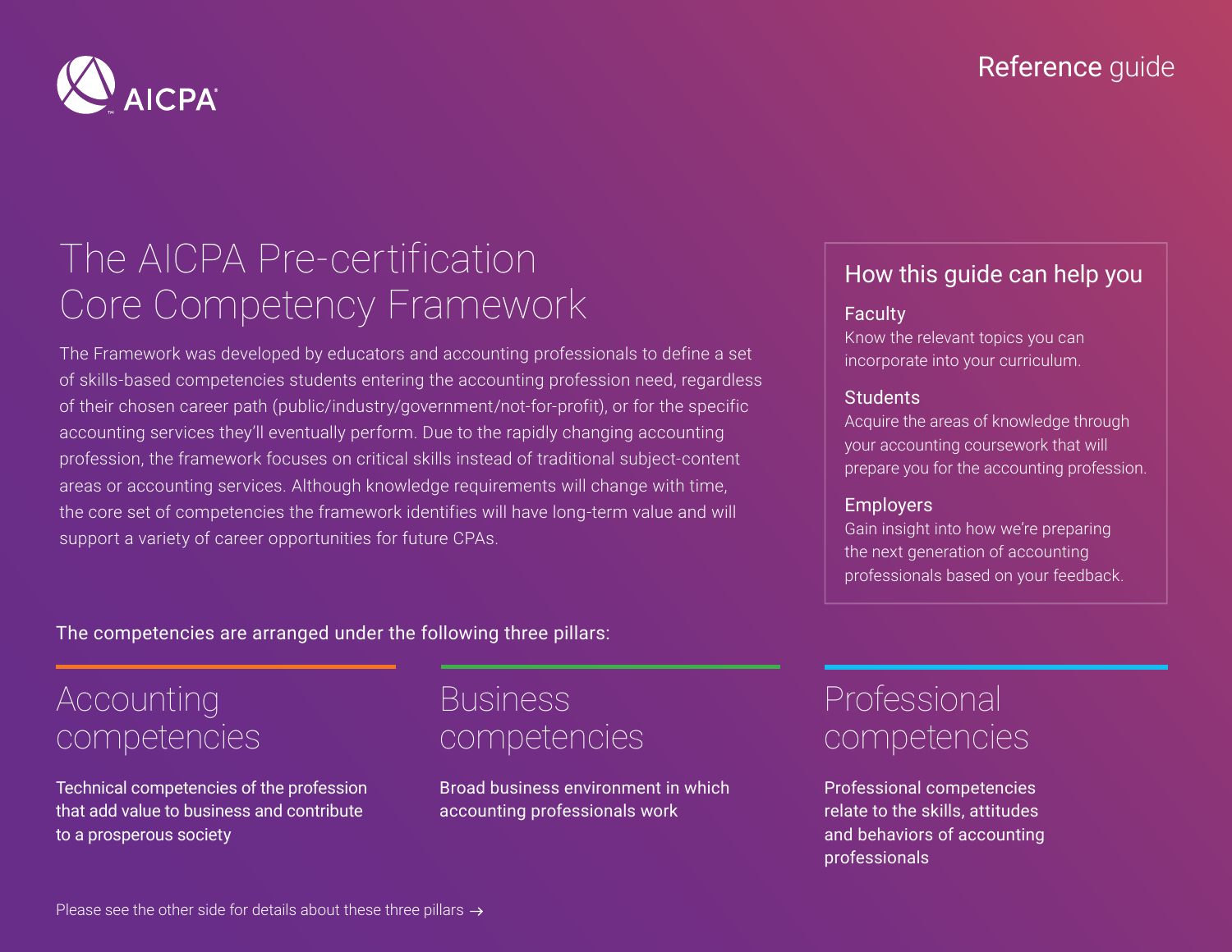AICPA

Reference guide

# The AICPA Pre-certification Core Competency Framework

The Framework was developed by educators and accounting professionals to define a set of skills-based competencies students entering the accounting profession need, regardless of their chosen career path (public/industry/government/not-for-profit), or for the specific accounting services they'll eventually perform. Due to the rapidly changing accounting profession, the framework focuses on critical skills instead of traditional subject-content areas or accounting services. Although knowledge requirements will change with time, the core set of competencies the framework identifies will have long-term value and will support a variety of career opportunities for future CPAs.

## How this guide can help you

**Faculty**
Know the relevant topics you can incorporate into your curriculum.

**Students**
Acquire the areas of knowledge through your accounting coursework that will prepare you for the accounting profession.

**Employers**
Gain insight into how we're preparing the next generation of accounting professionals based on your feedback.

The competencies are arranged under the following three pillars:

## Accounting competencies

Technical competencies of the profession that add value to business and contribute to a prosperous society

## Business competencies

Broad business environment in which accounting professionals work

## Professional competencies

Professional competencies relate to the skills, attitudes and behaviors of accounting professionals

Please see the other side for details about these three pillars →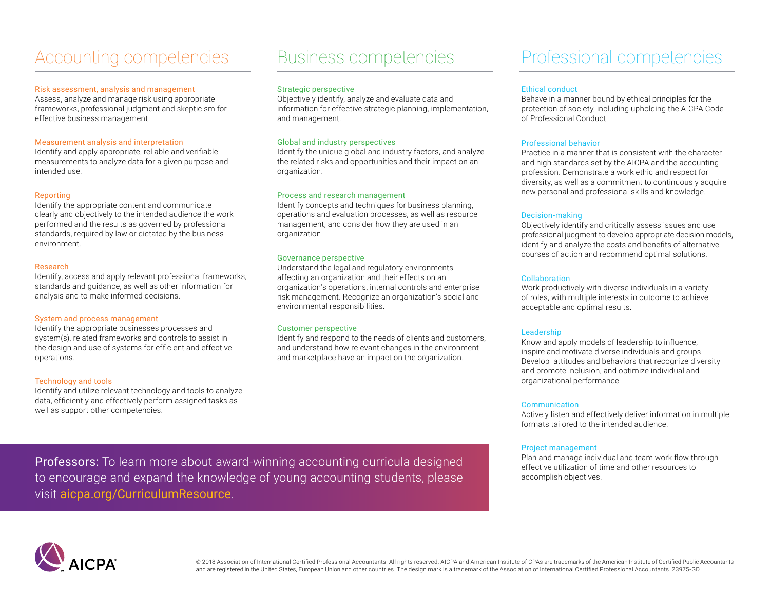## Accounting competencies

### Risk assessment, analysis and management

Assess, analyze and manage risk using appropriate frameworks, professional judgment and skepticism for effective business management.

### Measurement analysis and interpretation

Identify and apply appropriate, reliable and verifiable measurements to analyze data for a given purpose and intended use.

### Reporting

Identify the appropriate content and communicate clearly and objectively to the intended audience the work performed and the results as governed by professional standards, required by law or dictated by the business environment.

### Research

Identify, access and apply relevant professional frameworks, standards and guidance, as well as other information for analysis and to make informed decisions.

### System and process management

Identify the appropriate businesses processes and system(s), related frameworks and controls to assist in the design and use of systems for efficient and effective operations.

### Technology and tools

Identify and utilize relevant technology and tools to analyze data, efficiently and effectively perform assigned tasks as well as support other competencies.

## Business competencies

### Strategic perspective

Objectively identify, analyze and evaluate data and information for effective strategic planning, implementation, and management.

### Global and industry perspectives

Identify the unique global and industry factors, and analyze the related risks and opportunities and their impact on an organization.

### Process and research management

Identify concepts and techniques for business planning, operations and evaluation processes, as well as resource management, and consider how they are used in an organization.

### Governance perspective

Understand the legal and regulatory environments affecting an organization and their effects on an organization's operations, internal controls and enterprise risk management. Recognize an organization's social and environmental responsibilities.

### Customer perspective

Identify and respond to the needs of clients and customers, and understand how relevant changes in the environment and marketplace have an impact on the organization.

## Professional competencies

### Ethical conduct

Behave in a manner bound by ethical principles for the protection of society, including upholding the AICPA Code of Professional Conduct.

### Professional behavior

Practice in a manner that is consistent with the character and high standards set by the AICPA and the accounting profession. Demonstrate a work ethic and respect for diversity, as well as a commitment to continuously acquire new personal and professional skills and knowledge.

### Decision-making

Objectively identify and critically assess issues and use professional judgment to develop appropriate decision models, identify and analyze the costs and benefits of alternative courses of action and recommend optimal solutions.

### Collaboration

Work productively with diverse individuals in a variety of roles, with multiple interests in outcome to achieve acceptable and optimal results.

### Leadership

Know and apply models of leadership to influence, inspire and motivate diverse individuals and groups. Develop attitudes and behaviors that recognize diversity and promote inclusion, and optimize individual and organizational performance.

### Communication

Actively listen and effectively deliver information in multiple formats tailored to the intended audience.

### Project management

Plan and manage individual and team work flow through effective utilization of time and other resources to accomplish objectives.

---

Professors: To learn more about award-winning accounting curricula designed to encourage and expand the knowledge of young accounting students, please visit aicpa.org/CurriculumResource.

AICPA

© 2018 Association of International Certified Professional Accountants. All rights reserved. AICPA and American Institute of CPAs are trademarks of the American Institute of Certified Public Accountants and are registered in the United States, European Union and other countries. The design mark is a trademark of the Association of International Certified Professional Accountants. 23975-GD